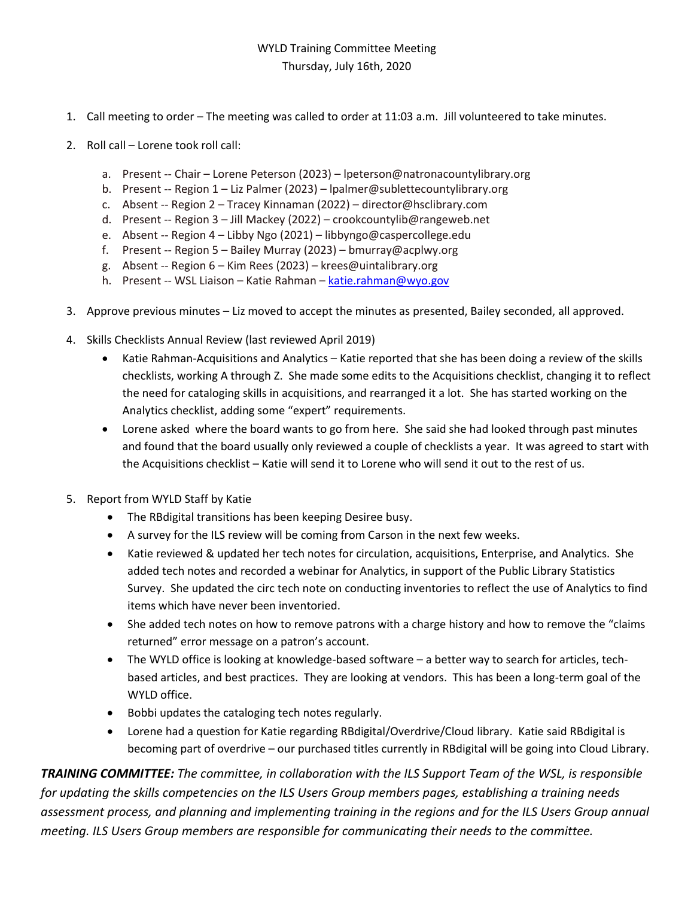WYLD Training Committee Meeting
Thursday, July 16th, 2020

1. Call meeting to order – The meeting was called to order at 11:03 a.m. Jill volunteered to take minutes.

2. Roll call – Lorene took roll call:

    a. Present -- Chair – Lorene Peterson (2023) – lpeterson@natronacountylibrary.org
    b. Present -- Region 1 – Liz Palmer (2023) – lpalmer@sublettecountylibrary.org
    c. Absent -- Region 2 – Tracey Kinnaman (2022) – director@hsclibrary.com
    d. Present -- Region 3 – Jill Mackey (2022) – crookcountylib@rangeweb.net
    e. Absent -- Region 4 – Libby Ngo (2021) – libbyngo@caspercollege.edu
    f. Present -- Region 5 – Bailey Murray (2023) – bmurray@acplwy.org
    g. Absent -- Region 6 – Kim Rees (2023) – krees@uintalibrary.org
    h. Present -- WSL Liaison – Katie Rahman – [katie.rahman@wyo.gov](mailto:katie.rahman@wyo.gov)

3. Approve previous minutes – Liz moved to accept the minutes as presented, Bailey seconded, all approved.

4. Skills Checklists Annual Review (last reviewed April 2019)
    - Katie Rahman-Acquisitions and Analytics – Katie reported that she has been doing a review of the skills checklists, working A through Z. She made some edits to the Acquisitions checklist, changing it to reflect the need for cataloging skills in acquisitions, and rearranged it a lot. She has started working on the Analytics checklist, adding some "expert" requirements.
    - Lorene asked where the board wants to go from here. She said she had looked through past minutes and found that the board usually only reviewed a couple of checklists a year. It was agreed to start with the Acquisitions checklist – Katie will send it to Lorene who will send it out to the rest of us.

5. Report from WYLD Staff by Katie
    - The RBdigital transitions has been keeping Desiree busy.
    - A survey for the ILS review will be coming from Carson in the next few weeks.
    - Katie reviewed & updated her tech notes for circulation, acquisitions, Enterprise, and Analytics. She added tech notes and recorded a webinar for Analytics, in support of the Public Library Statistics Survey. She updated the circ tech note on conducting inventories to reflect the use of Analytics to find items which have never been inventoried.
    - She added tech notes on how to remove patrons with a charge history and how to remove the "claims returned" error message on a patron's account.
    - The WYLD office is looking at knowledge-based software – a better way to search for articles, tech-based articles, and best practices. They are looking at vendors. This has been a long-term goal of the WYLD office.
    - Bobbi updates the cataloging tech notes regularly.
    - Lorene had a question for Katie regarding RBdigital/Overdrive/Cloud library. Katie said RBdigital is becoming part of overdrive – our purchased titles currently in RBdigital will be going into Cloud Library.

***TRAINING COMMITTEE:*** *The committee, in collaboration with the ILS Support Team of the WSL, is responsible for updating the skills competencies on the ILS Users Group members pages, establishing a training needs assessment process, and planning and implementing training in the regions and for the ILS Users Group annual meeting. ILS Users Group members are responsible for communicating their needs to the committee.*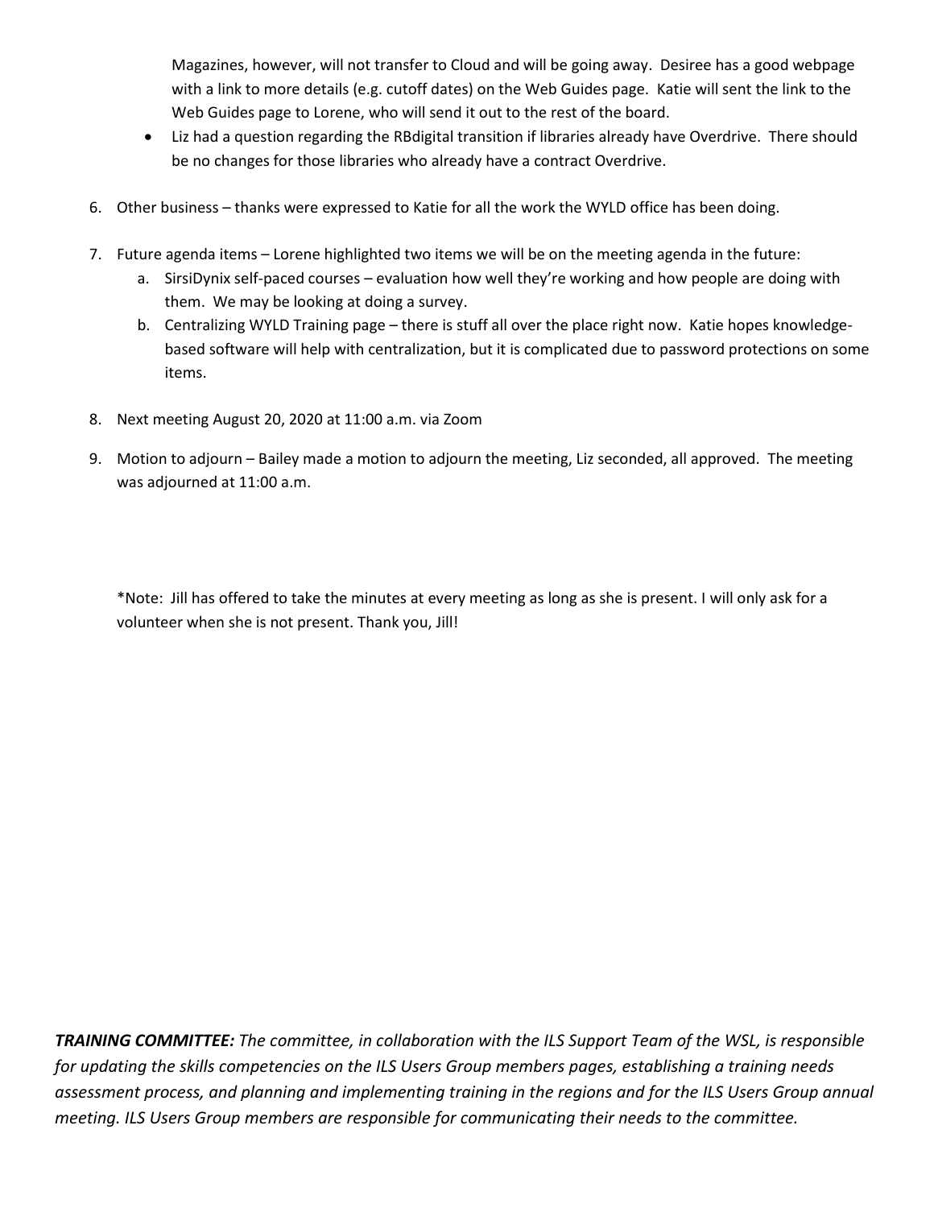Magazines, however, will not transfer to Cloud and will be going away. Desiree has a good webpage with a link to more details (e.g. cutoff dates) on the Web Guides page. Katie will sent the link to the Web Guides page to Lorene, who will send it out to the rest of the board.

- Liz had a question regarding the RBdigital transition if libraries already have Overdrive. There should be no changes for those libraries who already have a contract Overdrive.

6. Other business – thanks were expressed to Katie for all the work the WYLD office has been doing.

7. Future agenda items – Lorene highlighted two items we will be on the meeting agenda in the future:
   a. SirsiDynix self-paced courses – evaluation how well they're working and how people are doing with them. We may be looking at doing a survey.
   b. Centralizing WYLD Training page – there is stuff all over the place right now. Katie hopes knowledge-based software will help with centralization, but it is complicated due to password protections on some items.

8. Next meeting August 20, 2020 at 11:00 a.m. via Zoom

9. Motion to adjourn – Bailey made a motion to adjourn the meeting, Liz seconded, all approved. The meeting was adjourned at 11:00 a.m.

*Note: Jill has offered to take the minutes at every meeting as long as she is present. I will only ask for a volunteer when she is not present. Thank you, Jill!

***TRAINING COMMITTEE:*** *The committee, in collaboration with the ILS Support Team of the WSL, is responsible for updating the skills competencies on the ILS Users Group members pages, establishing a training needs assessment process, and planning and implementing training in the regions and for the ILS Users Group annual meeting. ILS Users Group members are responsible for communicating their needs to the committee.*